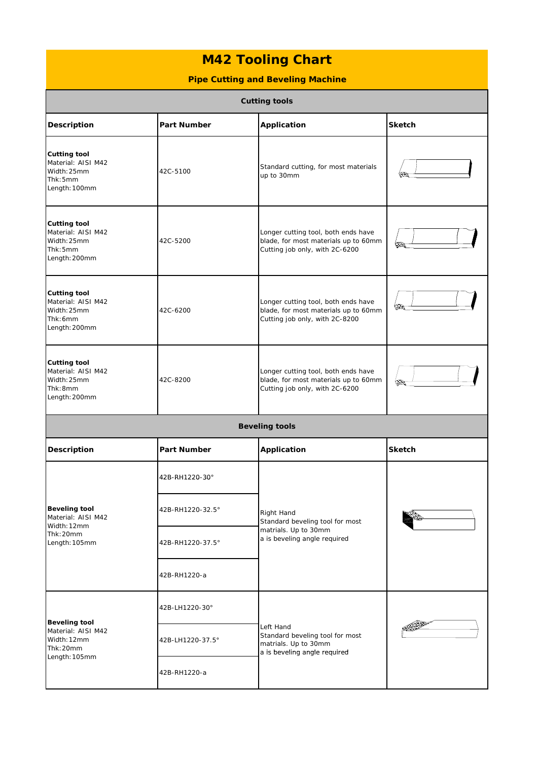# M42 Tooling Chart

## Pipe Cutting and Beveling Machine

### Cutting tools

| Description | Part Number | Application | Sketch |
|---|---|---|---|
| **Cutting tool**<br>Material: AISI M42<br>Width:25mm<br>Thk:5mm<br>Length:100mm | 42C-5100 | Standard cutting, for most materials up to 30mm | |
| **Cutting tool**<br>Material: AISI M42<br>Width:25mm<br>Thk:5mm<br>Length:200mm | 42C-5200 | Longer cutting tool, both ends have blade, for most materials up to 60mm<br>Cutting job only, with 2C-6200 | |
| **Cutting tool**<br>Material: AISI M42<br>Width:25mm<br>Thk:6mm<br>Length:200mm | 42C-6200 | Longer cutting tool, both ends have blade, for most materials up to 60mm<br>Cutting job only, with 2C-8200 | |
| **Cutting tool**<br>Material: AISI M42<br>Width:25mm<br>Thk:8mm<br>Length:200mm | 42C-8200 | Longer cutting tool, both ends have blade, for most materials up to 60mm<br>Cutting job only, with 2C-6200 | |

### Beveling tools

| Description | Part Number | Application | Sketch |
|---|---|---|---|
| **Beveling tool**<br>Material: AISI M42<br>Width:12mm<br>Thk:20mm<br>Length:105mm | 42B-RH1220-30°<br>42B-RH1220-32.5°<br>42B-RH1220-37.5°<br>42B-RH1220-a | Right Hand<br>Standard beveling tool for most matrials. Up to 30mm<br>a is beveling angle required | |
| **Beveling tool**<br>Material: AISI M42<br>Width:12mm<br>Thk:20mm<br>Length:105mm | 42B-LH1220-30°<br>42B-LH1220-37.5°<br>42B-RH1220-a | Left Hand<br>Standard beveling tool for most matrials. Up to 30mm<br>a is beveling angle required | |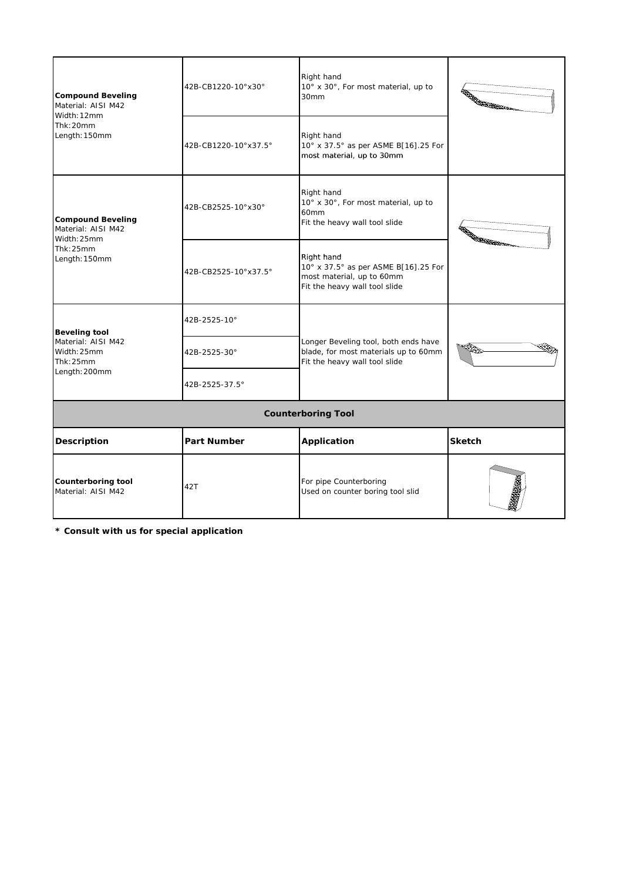| | | | |
|---|---|---|---|
| **Compound Beveling** Material: AISI M42 Width: 12mm Thk: 20mm Length: 150mm | 42B-CB1220-10°x30° | Right hand 10° x 30°, For most material, up to 30mm | |
| | 42B-CB1220-10°x37.5° | Right hand 10° x 37.5° as per ASME B[16].25 For most material, up to 30mm | |
| **Compound Beveling** Material: AISI M42 Width: 25mm Thk: 25mm Length: 150mm | 42B-CB2525-10°x30° | Right hand 10° x 30°, For most material, up to 60mm Fit the heavy wall tool slide | |
| | 42B-CB2525-10°x37.5° | Right hand 10° x 37.5° as per ASME B[16].25 For most material, up to 60mm Fit the heavy wall tool slide | |
| **Beveling tool** Material: AISI M42 Width: 25mm Thk: 25mm Length: 200mm | 42B-2525-10° | Longer Beveling tool, both ends have blade, for most materials up to 60mm Fit the heavy wall tool slide | |
| | 42B-2525-30° | | |
| | 42B-2525-37.5° | | |

**Counterboring Tool**

| **Description** | **Part Number** | **Application** | **Sketch** |
|---|---|---|---|
| **Counterboring tool** Material: AISI M42 | 42T | For pipe Counterboring Used on counter boring tool slid | |

**\* Consult with us for special application**